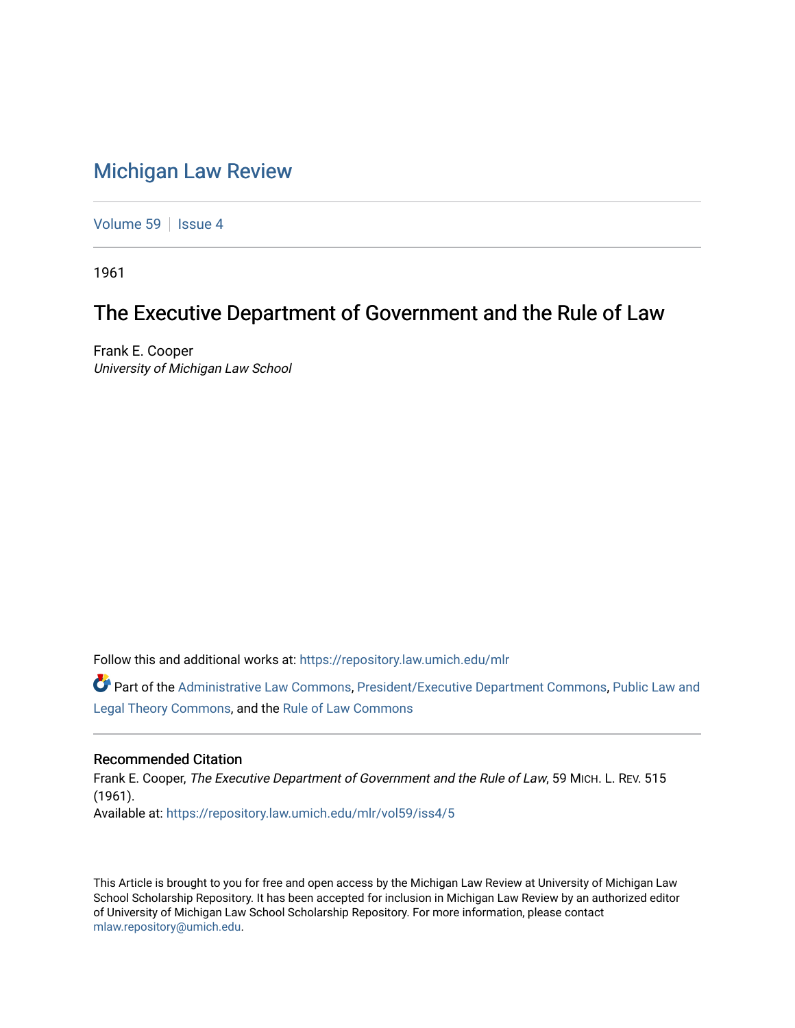# Michigan Law Review

Volume 59 | Issue 4

1961

## The Executive Department of Government and the Rule of Law

Frank E. Cooper
*University of Michigan Law School*

Follow this and additional works at: https://repository.law.umich.edu/mlr

Part of the Administrative Law Commons, President/Executive Department Commons, Public Law and Legal Theory Commons, and the Rule of Law Commons

### Recommended Citation

Frank E. Cooper, *The Executive Department of Government and the Rule of Law*, 59 MICH. L. REV. 515 (1961).
Available at: https://repository.law.umich.edu/mlr/vol59/iss4/5

This Article is brought to you for free and open access by the Michigan Law Review at University of Michigan Law School Scholarship Repository. It has been accepted for inclusion in Michigan Law Review by an authorized editor of University of Michigan Law School Scholarship Repository. For more information, please contact mlaw.repository@umich.edu.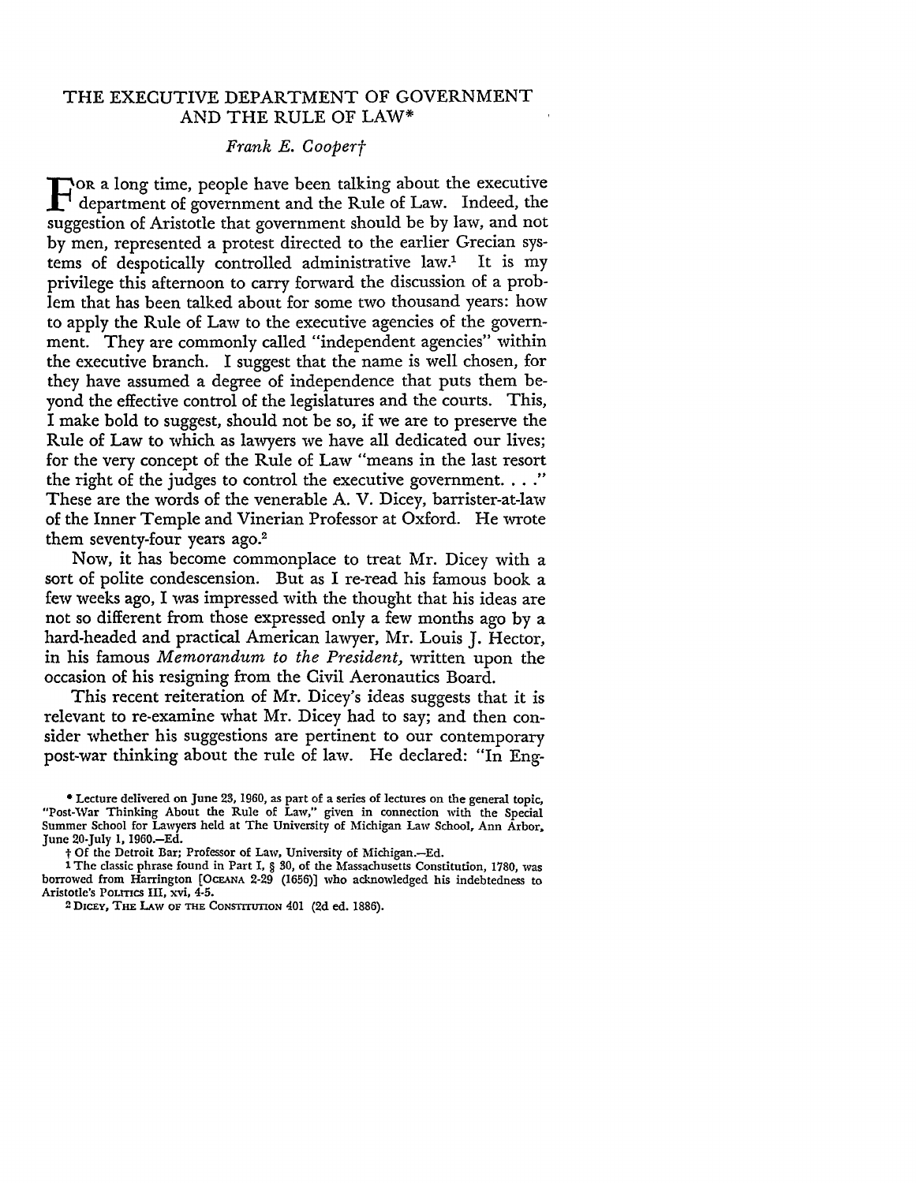# THE EXECUTIVE DEPARTMENT OF GOVERNMENT AND THE RULE OF LAW*

*Frank E. Cooper†*

For a long time, people have been talking about the executive department of government and the Rule of Law. Indeed, the suggestion of Aristotle that government should be by law, and not by men, represented a protest directed to the earlier Grecian systems of despotically controlled administrative law.[1] It is my privilege this afternoon to carry forward the discussion of a problem that has been talked about for some two thousand years: how to apply the Rule of Law to the executive agencies of the government. They are commonly called "independent agencies" within the executive branch. I suggest that the name is well chosen, for they have assumed a degree of independence that puts them beyond the effective control of the legislatures and the courts. This, I make bold to suggest, should not be so, if we are to preserve the Rule of Law to which as lawyers we have all dedicated our lives; for the very concept of the Rule of Law "means in the last resort the right of the judges to control the executive government. . . ." These are the words of the venerable A. V. Dicey, barrister-at-law of the Inner Temple and Vinerian Professor at Oxford. He wrote them seventy-four years ago.[2]

Now, it has become commonplace to treat Mr. Dicey with a sort of polite condescension. But as I re-read his famous book a few weeks ago, I was impressed with the thought that his ideas are not so different from those expressed only a few months ago by a hard-headed and practical American lawyer, Mr. Louis J. Hector, in his famous *Memorandum to the President*, written upon the occasion of his resigning from the Civil Aeronautics Board.

This recent reiteration of Mr. Dicey's ideas suggests that it is relevant to re-examine what Mr. Dicey had to say; and then consider whether his suggestions are pertinent to our contemporary post-war thinking about the rule of law. He declared: "In Eng-

---

* Lecture delivered on June 23, 1960, as part of a series of lectures on the general topic, "Post-War Thinking About the Rule of Law," given in connection with the Special Summer School for Lawyers held at The University of Michigan Law School, Ann Arbor, June 20-July 1, 1960.—Ed.

† Of the Detroit Bar; Professor of Law, University of Michigan.—Ed.

[1] The classic phrase found in Part I, § 30, of the Massachusetts Constitution, 1780, was borrowed from Harrington [OCEANA 2-29 (1656)] who acknowledged his indebtedness to Aristotle's POLITICS III, xvi, 4-5.

[2] DICEY, THE LAW OF THE CONSTITUTION 401 (2d ed. 1886).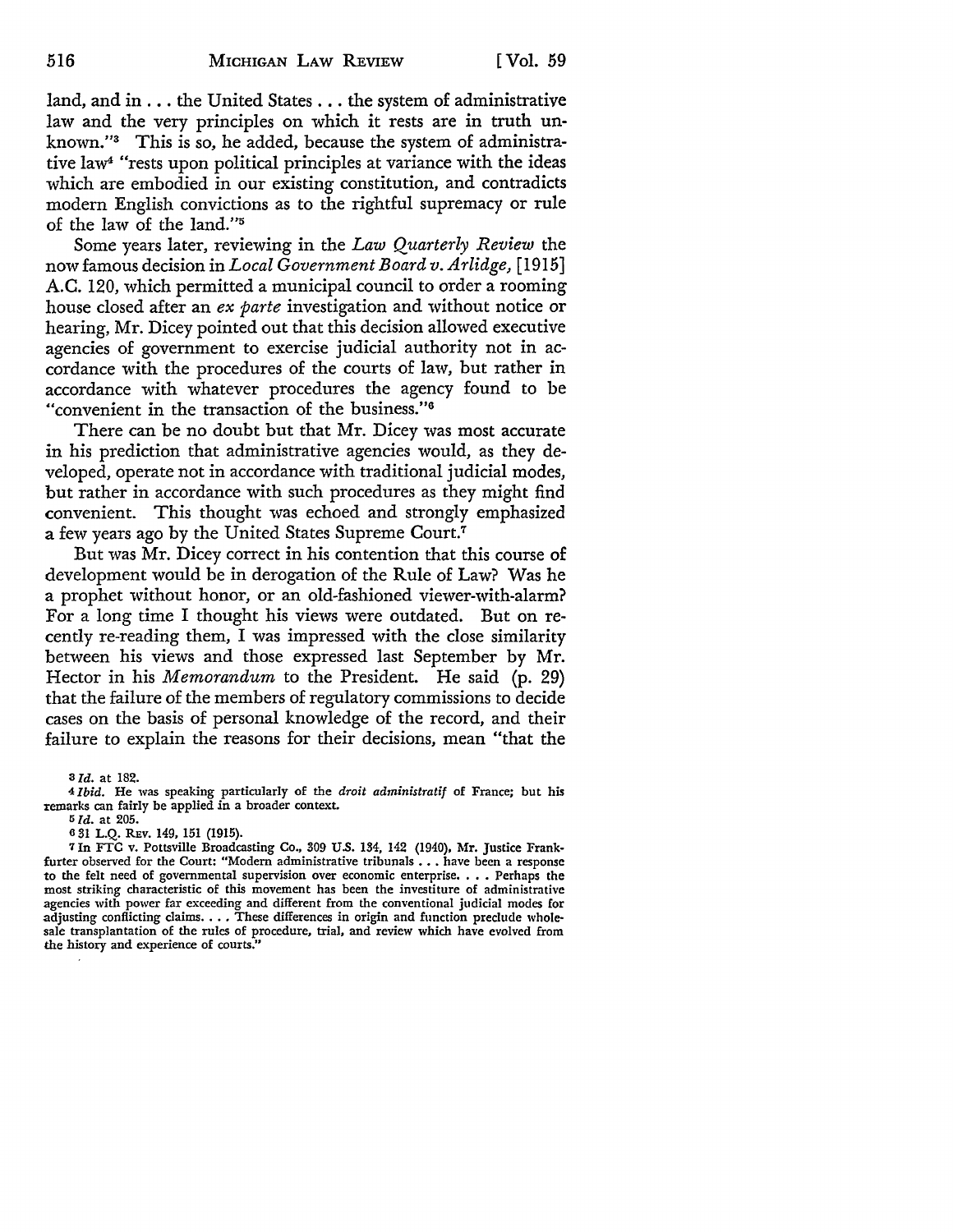land, and in . . . the United States . . . the system of administrative law and the very principles on which it rests are in truth unknown."[3] This is so, he added, because the system of administrative law[4] "rests upon political principles at variance with the ideas which are embodied in our existing constitution, and contradicts modern English convictions as to the rightful supremacy or rule of the law of the land."[5]

Some years later, reviewing in the *Law Quarterly Review* the now famous decision in *Local Government Board v. Arlidge,* [1915] A.C. 120, which permitted a municipal council to order a rooming house closed after an *ex parte* investigation and without notice or hearing, Mr. Dicey pointed out that this decision allowed executive agencies of government to exercise judicial authority not in accordance with the procedures of the courts of law, but rather in accordance with whatever procedures the agency found to be "convenient in the transaction of the business."[6]

There can be no doubt but that Mr. Dicey was most accurate in his prediction that administrative agencies would, as they developed, operate not in accordance with traditional judicial modes, but rather in accordance with such procedures as they might find convenient. This thought was echoed and strongly emphasized a few years ago by the United States Supreme Court.[7]

But was Mr. Dicey correct in his contention that this course of development would be in derogation of the Rule of Law? Was he a prophet without honor, or an old-fashioned viewer-with-alarm? For a long time I thought his views were outdated. But on recently re-reading them, I was impressed with the close similarity between his views and those expressed last September by Mr. Hector in his *Memorandum* to the President. He said (p. 29) that the failure of the members of regulatory commissions to decide cases on the basis of personal knowledge of the record, and their failure to explain the reasons for their decisions, mean "that the

---

[3] *Id.* at 182.

[4] *Ibid.* He was speaking particularly of the *droit administratif* of France; but his remarks can fairly be applied in a broader context.

[5] *Id.* at 205.

[6] 31 L.Q. Rev. 149, 151 (1915).

[7] In FTC v. Pottsville Broadcasting Co., 309 U.S. 134, 142 (1940), Mr. Justice Frankfurter observed for the Court: "Modern administrative tribunals . . . have been a response to the felt need of governmental supervision over economic enterprise. . . . Perhaps the most striking characteristic of this movement has been the investiture of administrative agencies with power far exceeding and different from the conventional judicial modes for adjusting conflicting claims. . . . These differences in origin and function preclude wholesale transplantation of the rules of procedure, trial, and review which have evolved from the history and experience of courts."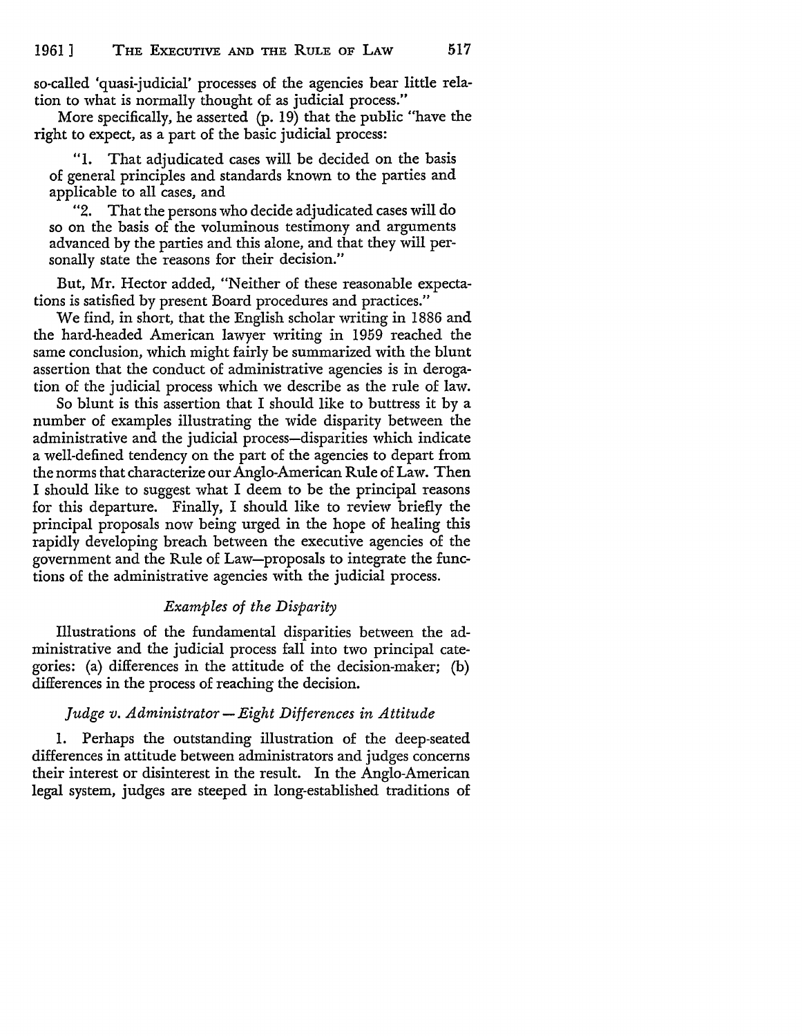so-called 'quasi-judicial' processes of the agencies bear little relation to what is normally thought of as judicial process."

More specifically, he asserted (p. 19) that the public "have the right to expect, as a part of the basic judicial process:

> "1. That adjudicated cases will be decided on the basis of general principles and standards known to the parties and applicable to all cases, and
>
> "2. That the persons who decide adjudicated cases will do so on the basis of the voluminous testimony and arguments advanced by the parties and this alone, and that they will personally state the reasons for their decision."

But, Mr. Hector added, "Neither of these reasonable expectations is satisfied by present Board procedures and practices."

We find, in short, that the English scholar writing in 1886 and the hard-headed American lawyer writing in 1959 reached the same conclusion, which might fairly be summarized with the blunt assertion that the conduct of administrative agencies is in derogation of the judicial process which we describe as the rule of law.

So blunt is this assertion that I should like to buttress it by a number of examples illustrating the wide disparity between the administrative and the judicial process—disparities which indicate a well-defined tendency on the part of the agencies to depart from the norms that characterize our Anglo-American Rule of Law. Then I should like to suggest what I deem to be the principal reasons for this departure. Finally, I should like to review briefly the principal proposals now being urged in the hope of healing this rapidly developing breach between the executive agencies of the government and the Rule of Law—proposals to integrate the functions of the administrative agencies with the judicial process.

### *Examples of the Disparity*

Illustrations of the fundamental disparities between the administrative and the judicial process fall into two principal categories: (a) differences in the attitude of the decision-maker; (b) differences in the process of reaching the decision.

### *Judge v. Administrator — Eight Differences in Attitude*

1. Perhaps the outstanding illustration of the deep-seated differences in attitude between administrators and judges concerns their interest or disinterest in the result. In the Anglo-American legal system, judges are steeped in long-established traditions of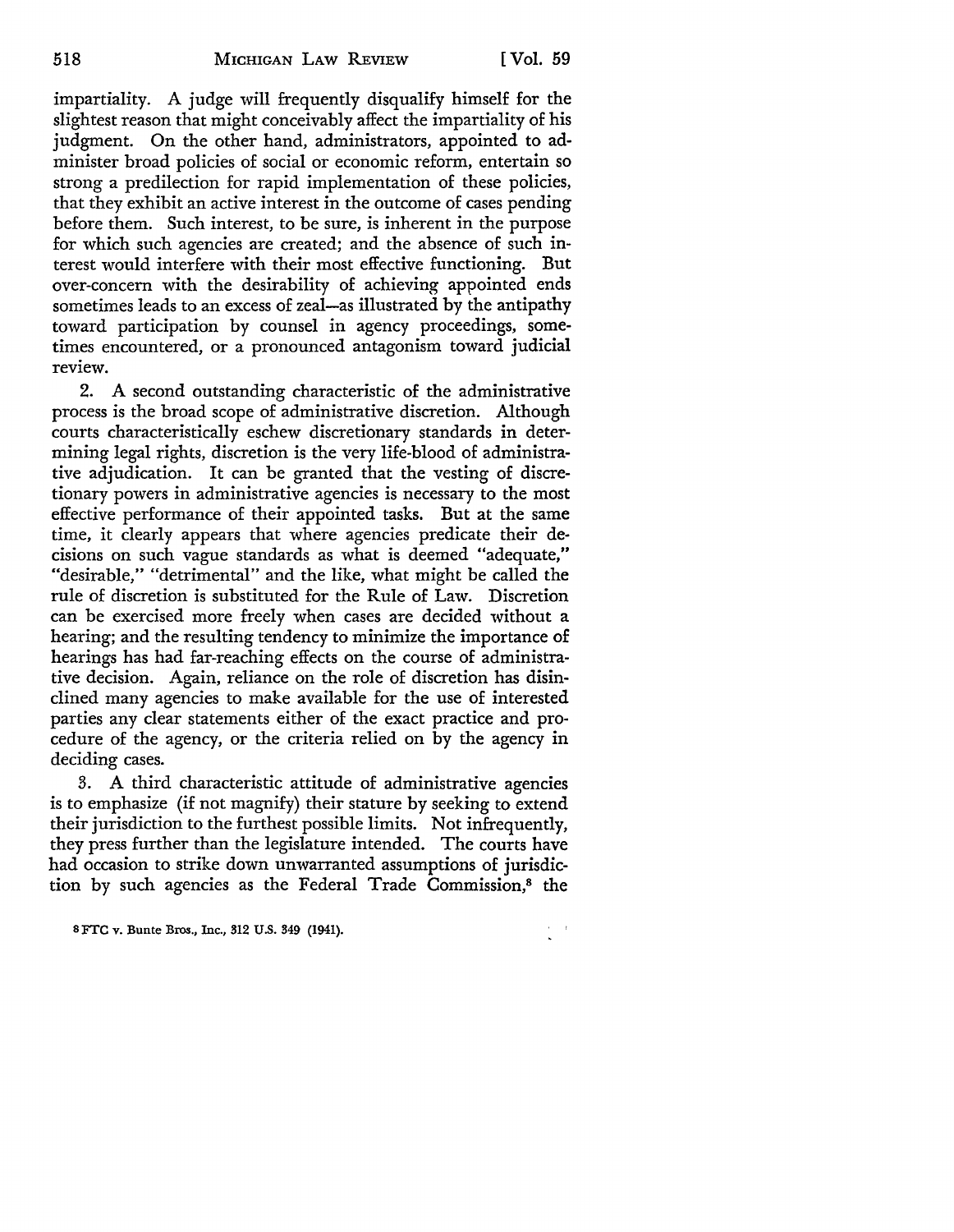impartiality. A judge will frequently disqualify himself for the slightest reason that might conceivably affect the impartiality of his judgment. On the other hand, administrators, appointed to administer broad policies of social or economic reform, entertain so strong a predilection for rapid implementation of these policies, that they exhibit an active interest in the outcome of cases pending before them. Such interest, to be sure, is inherent in the purpose for which such agencies are created; and the absence of such interest would interfere with their most effective functioning. But over-concern with the desirability of achieving appointed ends sometimes leads to an excess of zeal—as illustrated by the antipathy toward participation by counsel in agency proceedings, sometimes encountered, or a pronounced antagonism toward judicial review.

2. A second outstanding characteristic of the administrative process is the broad scope of administrative discretion. Although courts characteristically eschew discretionary standards in determining legal rights, discretion is the very life-blood of administrative adjudication. It can be granted that the vesting of discretionary powers in administrative agencies is necessary to the most effective performance of their appointed tasks. But at the same time, it clearly appears that where agencies predicate their decisions on such vague standards as what is deemed "adequate," "desirable," "detrimental" and the like, what might be called the rule of discretion is substituted for the Rule of Law. Discretion can be exercised more freely when cases are decided without a hearing; and the resulting tendency to minimize the importance of hearings has had far-reaching effects on the course of administrative decision. Again, reliance on the role of discretion has disinclined many agencies to make available for the use of interested parties any clear statements either of the exact practice and procedure of the agency, or the criteria relied on by the agency in deciding cases.

3. A third characteristic attitude of administrative agencies is to emphasize (if not magnify) their stature by seeking to extend their jurisdiction to the furthest possible limits. Not infrequently, they press further than the legislature intended. The courts have had occasion to strike down unwarranted assumptions of jurisdiction by such agencies as the Federal Trade Commission,[8] the

[8] FTC v. Bunte Bros., Inc., 312 U.S. 349 (1941).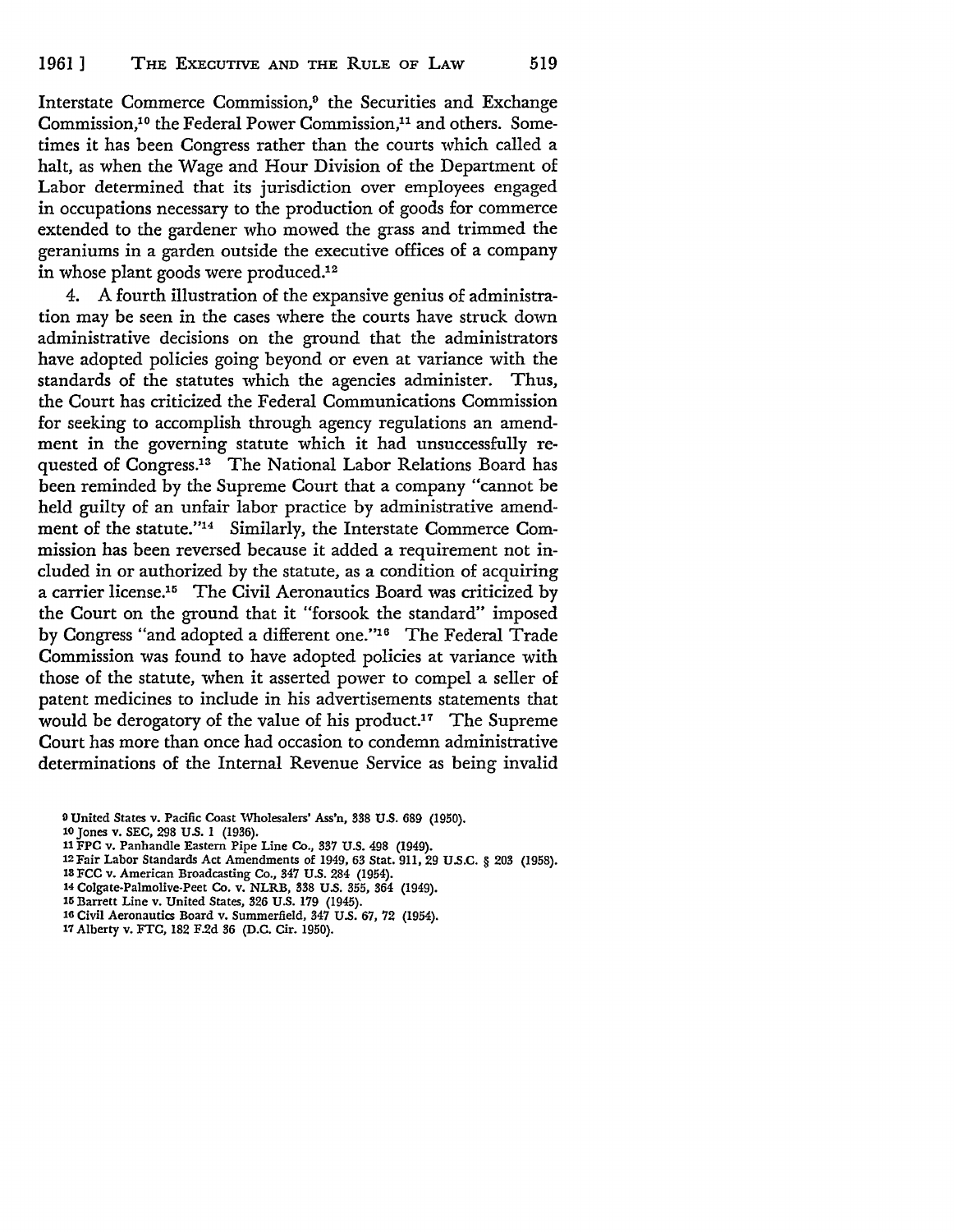Interstate Commerce Commission,[9] the Securities and Exchange Commission,[10] the Federal Power Commission,[11] and others. Sometimes it has been Congress rather than the courts which called a halt, as when the Wage and Hour Division of the Department of Labor determined that its jurisdiction over employees engaged in occupations necessary to the production of goods for commerce extended to the gardener who mowed the grass and trimmed the geraniums in a garden outside the executive offices of a company in whose plant goods were produced.[12]

4. A fourth illustration of the expansive genius of administration may be seen in the cases where the courts have struck down administrative decisions on the ground that the administrators have adopted policies going beyond or even at variance with the standards of the statutes which the agencies administer. Thus, the Court has criticized the Federal Communications Commission for seeking to accomplish through agency regulations an amendment in the governing statute which it had unsuccessfully requested of Congress.[13] The National Labor Relations Board has been reminded by the Supreme Court that a company "cannot be held guilty of an unfair labor practice by administrative amendment of the statute."[14] Similarly, the Interstate Commerce Commission has been reversed because it added a requirement not included in or authorized by the statute, as a condition of acquiring a carrier license.[15] The Civil Aeronautics Board was criticized by the Court on the ground that it "forsook the standard" imposed by Congress "and adopted a different one."[16] The Federal Trade Commission was found to have adopted policies at variance with those of the statute, when it asserted power to compel a seller of patent medicines to include in his advertisements statements that would be derogatory of the value of his product.[17] The Supreme Court has more than once had occasion to condemn administrative determinations of the Internal Revenue Service as being invalid

[9] United States v. Pacific Coast Wholesalers' Ass'n, 338 U.S. 689 (1950).
[10] Jones v. SEC, 298 U.S. 1 (1936).
[11] FPC v. Panhandle Eastern Pipe Line Co., 337 U.S. 498 (1949).
[12] Fair Labor Standards Act Amendments of 1949, 63 Stat. 911, 29 U.S.C. § 203 (1958).
[13] FCC v. American Broadcasting Co., 347 U.S. 284 (1954).
[14] Colgate-Palmolive-Peet Co. v. NLRB, 338 U.S. 355, 364 (1949).
[15] Barrett Line v. United States, 326 U.S. 179 (1945).
[16] Civil Aeronautics Board v. Summerfield, 347 U.S. 67, 72 (1954).
[17] Alberty v. FTC, 182 F.2d 36 (D.C. Cir. 1950).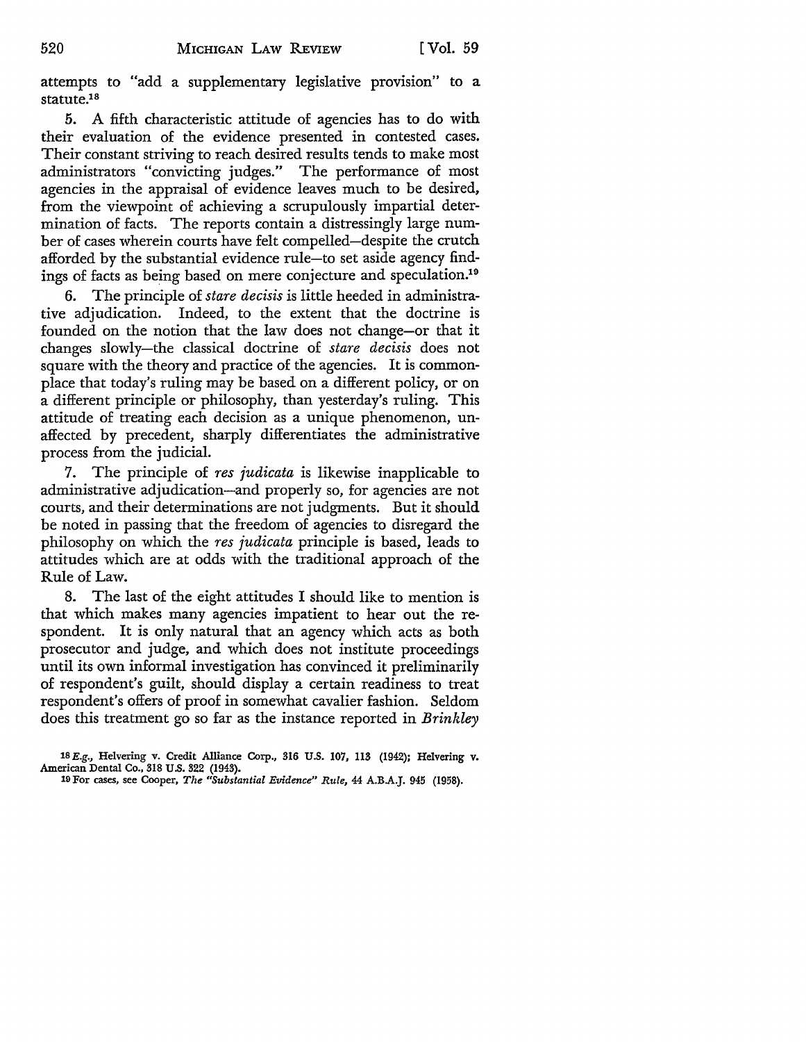attempts to "add a supplementary legislative provision" to a statute.[18]

5. A fifth characteristic attitude of agencies has to do with their evaluation of the evidence presented in contested cases. Their constant striving to reach desired results tends to make most administrators "convicting judges." The performance of most agencies in the appraisal of evidence leaves much to be desired, from the viewpoint of achieving a scrupulously impartial determination of facts. The reports contain a distressingly large number of cases wherein courts have felt compelled—despite the crutch afforded by the substantial evidence rule—to set aside agency findings of facts as being based on mere conjecture and speculation.[19]

6. The principle of *stare decisis* is little heeded in administrative adjudication. Indeed, to the extent that the doctrine is founded on the notion that the law does not change—or that it changes slowly—the classical doctrine of *stare decisis* does not square with the theory and practice of the agencies. It is commonplace that today's ruling may be based on a different policy, or on a different principle or philosophy, than yesterday's ruling. This attitude of treating each decision as a unique phenomenon, unaffected by precedent, sharply differentiates the administrative process from the judicial.

7. The principle of *res judicata* is likewise inapplicable to administrative adjudication—and properly so, for agencies are not courts, and their determinations are not judgments. But it should be noted in passing that the freedom of agencies to disregard the philosophy on which the *res judicata* principle is based, leads to attitudes which are at odds with the traditional approach of the Rule of Law.

8. The last of the eight attitudes I should like to mention is that which makes many agencies impatient to hear out the respondent. It is only natural that an agency which acts as both prosecutor and judge, and which does not institute proceedings until its own informal investigation has convinced it preliminarily of respondent's guilt, should display a certain readiness to treat respondent's offers of proof in somewhat cavalier fashion. Seldom does this treatment go so far as the instance reported in *Brinkley*

[18] *E.g.*, Helvering v. Credit Alliance Corp., 316 U.S. 107, 113 (1942); Helvering v. American Dental Co., 318 U.S. 322 (1943).

[19] For cases, see Cooper, *The "Substantial Evidence" Rule*, 44 A.B.A.J. 945 (1958).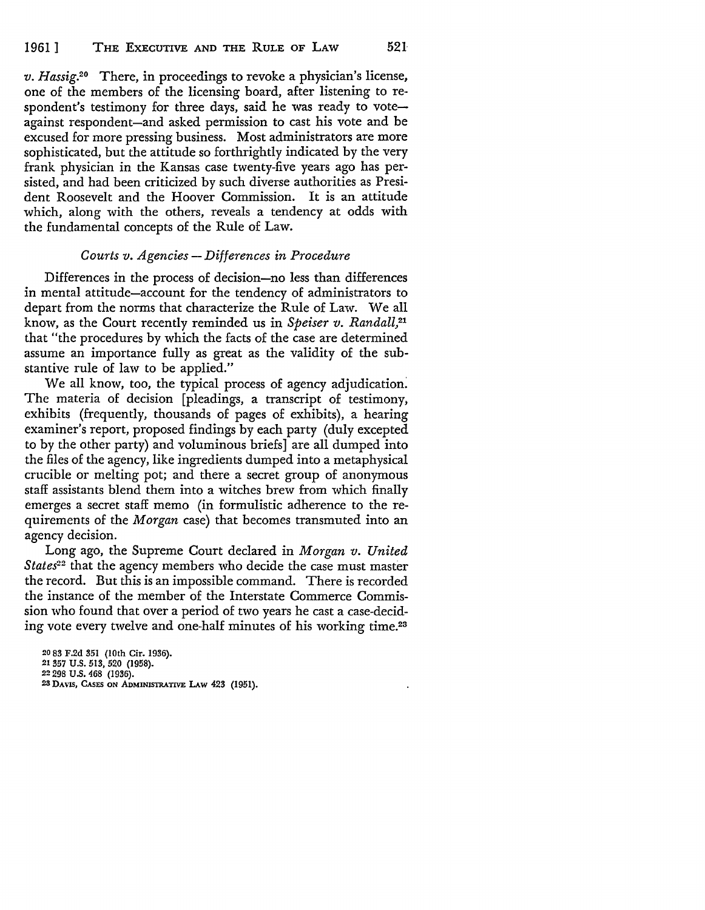*v. Hassig*.[20] There, in proceedings to revoke a physician's license, one of the members of the licensing board, after listening to respondent's testimony for three days, said he was ready to vote—against respondent—and asked permission to cast his vote and be excused for more pressing business. Most administrators are more sophisticated, but the attitude so forthrightly indicated by the very frank physician in the Kansas case twenty-five years ago has persisted, and had been criticized by such diverse authorities as President Roosevelt and the Hoover Commission. It is an attitude which, along with the others, reveals a tendency at odds with the fundamental concepts of the Rule of Law.

### *Courts v. Agencies — Differences in Procedure*

Differences in the process of decision—no less than differences in mental attitude—account for the tendency of administrators to depart from the norms that characterize the Rule of Law. We all know, as the Court recently reminded us in *Speiser v. Randall*,[21] that "the procedures by which the facts of the case are determined assume an importance fully as great as the validity of the substantive rule of law to be applied."

We all know, too, the typical process of agency adjudication. The materia of decision [pleadings, a transcript of testimony, exhibits (frequently, thousands of pages of exhibits), a hearing examiner's report, proposed findings by each party (duly excepted to by the other party) and voluminous briefs] are all dumped into the files of the agency, like ingredients dumped into a metaphysical crucible or melting pot; and there a secret group of anonymous staff assistants blend them into a witches brew from which finally emerges a secret staff memo (in formulistic adherence to the requirements of the *Morgan* case) that becomes transmuted into an agency decision.

Long ago, the Supreme Court declared in *Morgan v. United States*[22] that the agency members who decide the case must master the record. But this is an impossible command. There is recorded the instance of the member of the Interstate Commerce Commission who found that over a period of two years he cast a case-deciding vote every twelve and one-half minutes of his working time.[23]

[20] 83 F.2d 351 (10th Cir. 1936).
[21] 357 U.S. 513, 520 (1958).
[22] 298 U.S. 468 (1936).
[23] DAVIS, CASES ON ADMINISTRATIVE LAW 423 (1951).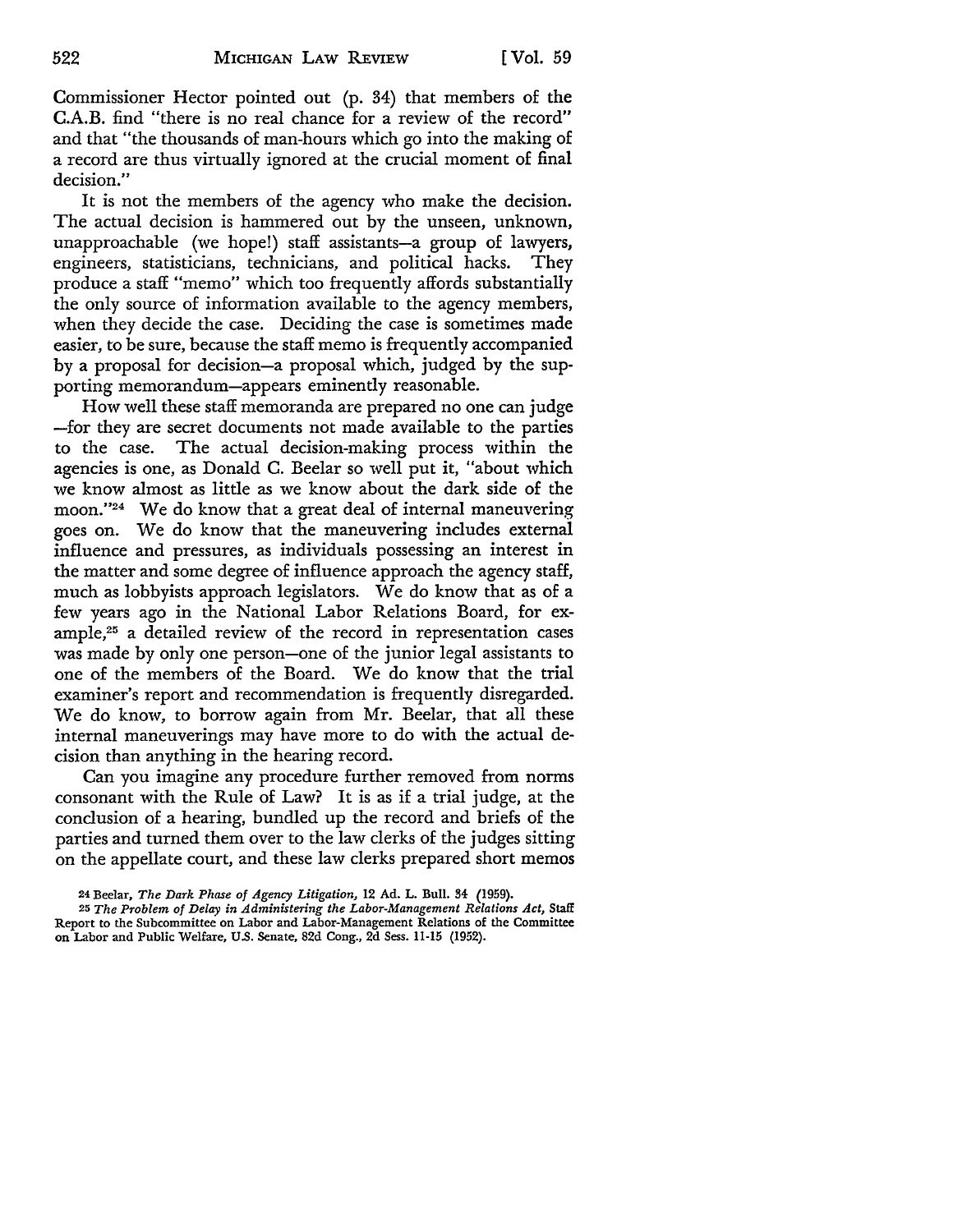Commissioner Hector pointed out (p. 34) that members of the C.A.B. find "there is no real chance for a review of the record" and that "the thousands of man-hours which go into the making of a record are thus virtually ignored at the crucial moment of final decision."

It is not the members of the agency who make the decision. The actual decision is hammered out by the unseen, unknown, unapproachable (we hope!) staff assistants—a group of lawyers, engineers, statisticians, technicians, and political hacks. They produce a staff "memo" which too frequently affords substantially the only source of information available to the agency members, when they decide the case. Deciding the case is sometimes made easier, to be sure, because the staff memo is frequently accompanied by a proposal for decision—a proposal which, judged by the supporting memorandum—appears eminently reasonable.

How well these staff memoranda are prepared no one can judge—for they are secret documents not made available to the parties to the case. The actual decision-making process within the agencies is one, as Donald C. Beelar so well put it, "about which we know almost as little as we know about the dark side of the moon."[24] We do know that a great deal of internal maneuvering goes on. We do know that the maneuvering includes external influence and pressures, as individuals possessing an interest in the matter and some degree of influence approach the agency staff, much as lobbyists approach legislators. We do know that as of a few years ago in the National Labor Relations Board, for example,[25] a detailed review of the record in representation cases was made by only one person—one of the junior legal assistants to one of the members of the Board. We do know that the trial examiner's report and recommendation is frequently disregarded. We do know, to borrow again from Mr. Beelar, that all these internal maneuverings may have more to do with the actual decision than anything in the hearing record.

Can you imagine any procedure further removed from norms consonant with the Rule of Law? It is as if a trial judge, at the conclusion of a hearing, bundled up the record and briefs of the parties and turned them over to the law clerks of the judges sitting on the appellate court, and these law clerks prepared short memos

---

[24] Beelar, *The Dark Phase of Agency Litigation,* 12 Ad. L. Bull. 34 (1959).

[25] *The Problem of Delay in Administering the Labor-Management Relations Act,* Staff Report to the Subcommittee on Labor and Labor-Management Relations of the Committee on Labor and Public Welfare, U.S. Senate, 82d Cong., 2d Sess. 11-15 (1952).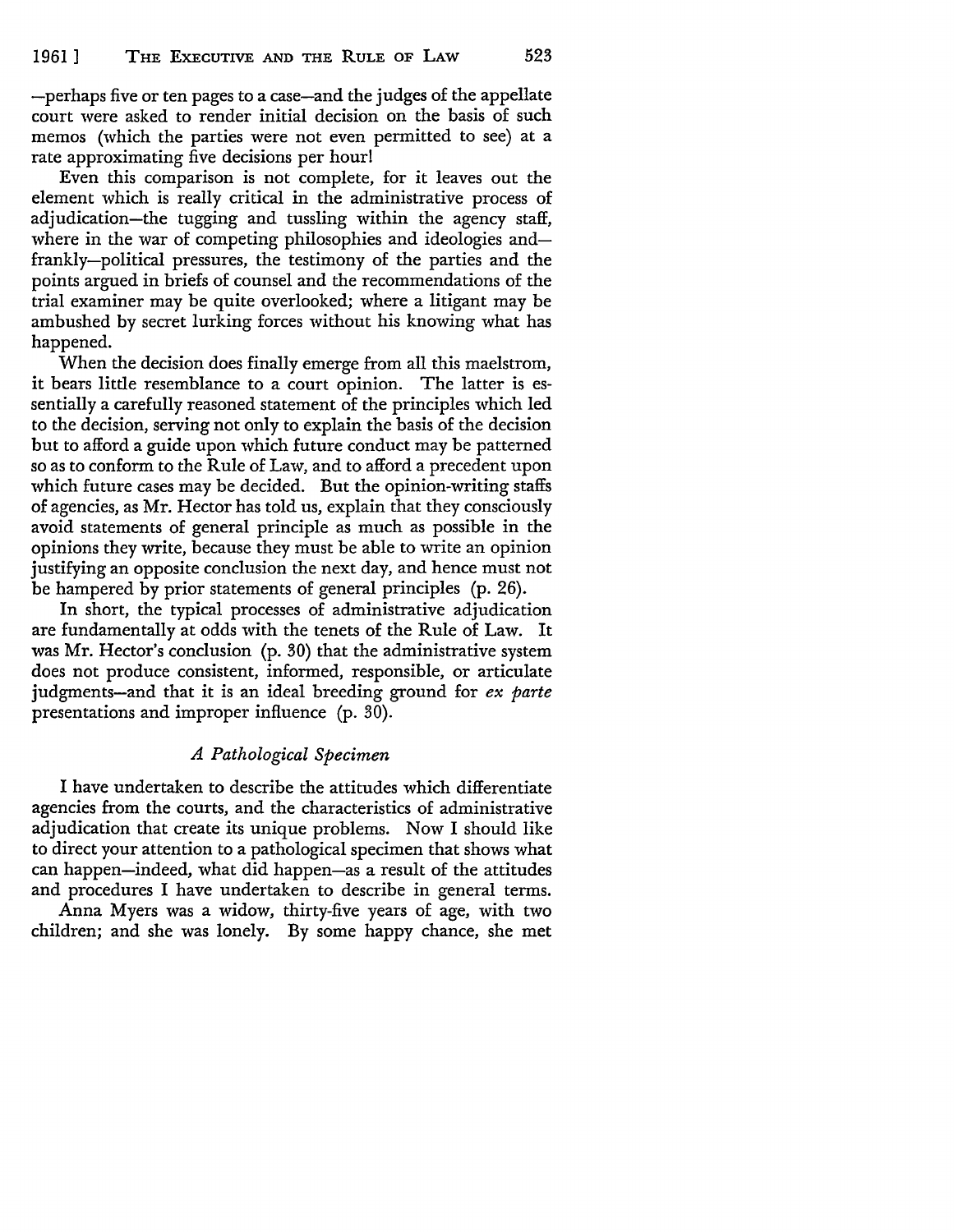—perhaps five or ten pages to a case—and the judges of the appellate court were asked to render initial decision on the basis of such memos (which the parties were not even permitted to see) at a rate approximating five decisions per hour!

Even this comparison is not complete, for it leaves out the element which is really critical in the administrative process of adjudication—the tugging and tussling within the agency staff, where in the war of competing philosophies and ideologies and—frankly—political pressures, the testimony of the parties and the points argued in briefs of counsel and the recommendations of the trial examiner may be quite overlooked; where a litigant may be ambushed by secret lurking forces without his knowing what has happened.

When the decision does finally emerge from all this maelstrom, it bears little resemblance to a court opinion. The latter is essentially a carefully reasoned statement of the principles which led to the decision, serving not only to explain the basis of the decision but to afford a guide upon which future conduct may be patterned so as to conform to the Rule of Law, and to afford a precedent upon which future cases may be decided. But the opinion-writing staffs of agencies, as Mr. Hector has told us, explain that they consciously avoid statements of general principle as much as possible in the opinions they write, because they must be able to write an opinion justifying an opposite conclusion the next day, and hence must not be hampered by prior statements of general principles (p. 26).

In short, the typical processes of administrative adjudication are fundamentally at odds with the tenets of the Rule of Law. It was Mr. Hector's conclusion (p. 30) that the administrative system does not produce consistent, informed, responsible, or articulate judgments—and that it is an ideal breeding ground for *ex parte* presentations and improper influence (p. 30).

### *A Pathological Specimen*

I have undertaken to describe the attitudes which differentiate agencies from the courts, and the characteristics of administrative adjudication that create its unique problems. Now I should like to direct your attention to a pathological specimen that shows what can happen—indeed, what did happen—as a result of the attitudes and procedures I have undertaken to describe in general terms.

Anna Myers was a widow, thirty-five years of age, with two children; and she was lonely. By some happy chance, she met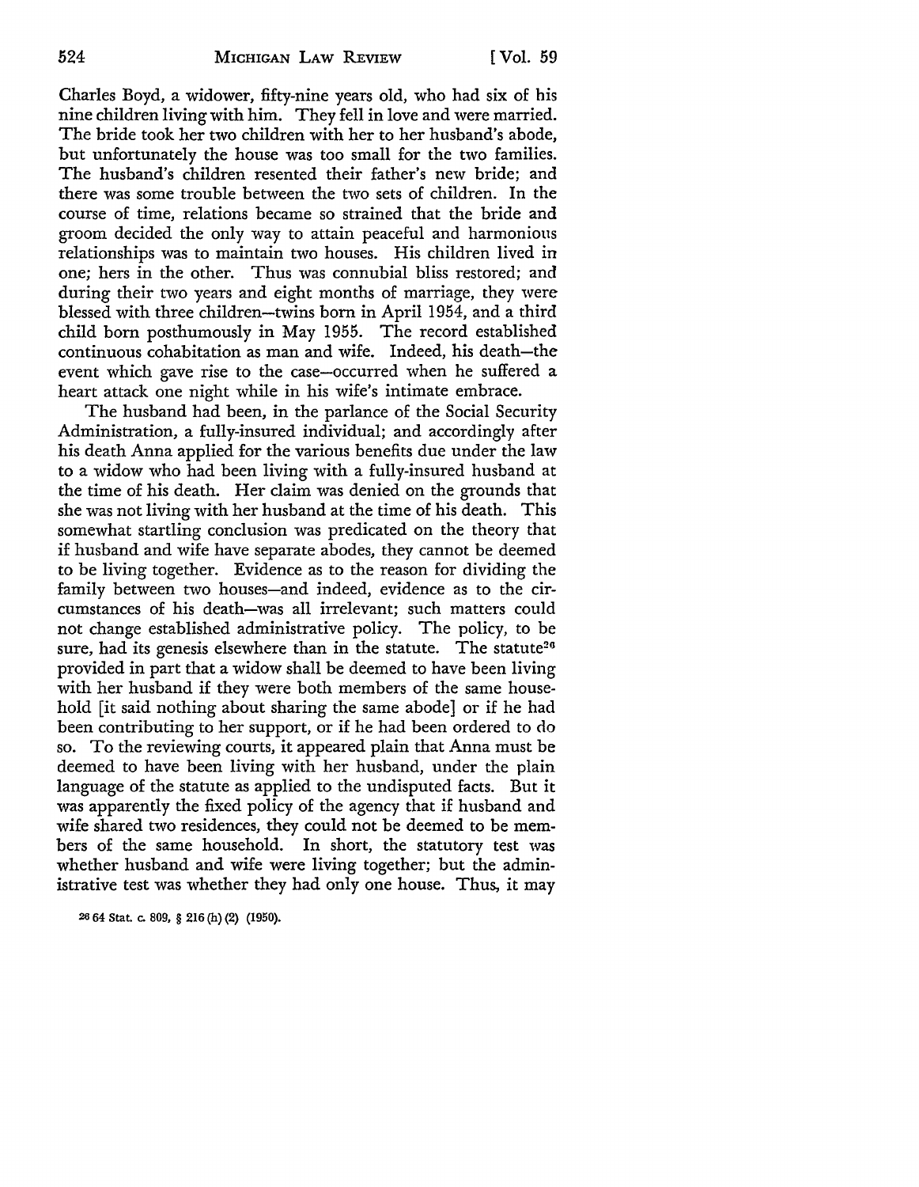Charles Boyd, a widower, fifty-nine years old, who had six of his nine children living with him. They fell in love and were married. The bride took her two children with her to her husband's abode, but unfortunately the house was too small for the two families. The husband's children resented their father's new bride; and there was some trouble between the two sets of children. In the course of time, relations became so strained that the bride and groom decided the only way to attain peaceful and harmonious relationships was to maintain two houses. His children lived in one; hers in the other. Thus was connubial bliss restored; and during their two years and eight months of marriage, they were blessed with three children—twins born in April 1954, and a third child born posthumously in May 1955. The record established continuous cohabitation as man and wife. Indeed, his death—the event which gave rise to the case—occurred when he suffered a heart attack one night while in his wife's intimate embrace.

The husband had been, in the parlance of the Social Security Administration, a fully-insured individual; and accordingly after his death Anna applied for the various benefits due under the law to a widow who had been living with a fully-insured husband at the time of his death. Her claim was denied on the grounds that she was not living with her husband at the time of his death. This somewhat startling conclusion was predicated on the theory that if husband and wife have separate abodes, they cannot be deemed to be living together. Evidence as to the reason for dividing the family between two houses—and indeed, evidence as to the circumstances of his death—was all irrelevant; such matters could not change established administrative policy. The policy, to be sure, had its genesis elsewhere than in the statute. The statute[26] provided in part that a widow shall be deemed to have been living with her husband if they were both members of the same household [it said nothing about sharing the same abode] or if he had been contributing to her support, or if he had been ordered to do so. To the reviewing courts, it appeared plain that Anna must be deemed to have been living with her husband, under the plain language of the statute as applied to the undisputed facts. But it was apparently the fixed policy of the agency that if husband and wife shared two residences, they could not be deemed to be members of the same household. In short, the statutory test was whether husband and wife were living together; but the administrative test was whether they had only one house. Thus, it may

[26] 64 Stat. c. 809, § 216(h)(2) (1950).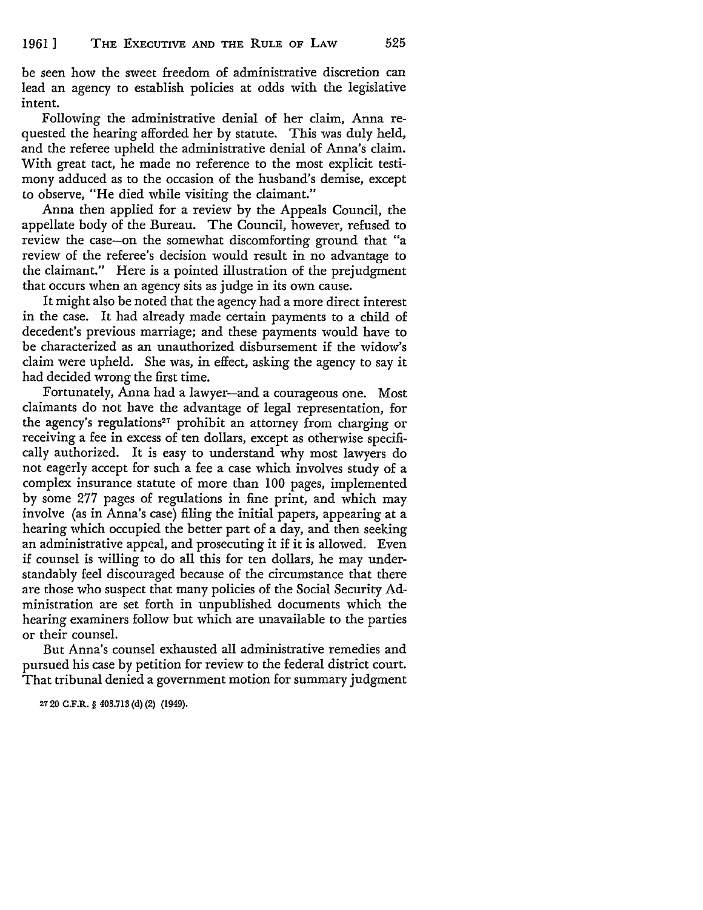be seen how the sweet freedom of administrative discretion can lead an agency to establish policies at odds with the legislative intent.

Following the administrative denial of her claim, Anna requested the hearing afforded her by statute. This was duly held, and the referee upheld the administrative denial of Anna's claim. With great tact, he made no reference to the most explicit testimony adduced as to the occasion of the husband's demise, except to observe, "He died while visiting the claimant."

Anna then applied for a review by the Appeals Council, the appellate body of the Bureau. The Council, however, refused to review the case—on the somewhat discomforting ground that "a review of the referee's decision would result in no advantage to the claimant." Here is a pointed illustration of the prejudgment that occurs when an agency sits as judge in its own cause.

It might also be noted that the agency had a more direct interest in the case. It had already made certain payments to a child of decedent's previous marriage; and these payments would have to be characterized as an unauthorized disbursement if the widow's claim were upheld. She was, in effect, asking the agency to say it had decided wrong the first time.

Fortunately, Anna had a lawyer—and a courageous one. Most claimants do not have the advantage of legal representation, for the agency's regulations[27] prohibit an attorney from charging or receiving a fee in excess of ten dollars, except as otherwise specifically authorized. It is easy to understand why most lawyers do not eagerly accept for such a fee a case which involves study of a complex insurance statute of more than 100 pages, implemented by some 277 pages of regulations in fine print, and which may involve (as in Anna's case) filing the initial papers, appearing at a hearing which occupied the better part of a day, and then seeking an administrative appeal, and prosecuting it if it is allowed. Even if counsel is willing to do all this for ten dollars, he may understandably feel discouraged because of the circumstance that there are those who suspect that many policies of the Social Security Administration are set forth in unpublished documents which the hearing examiners follow but which are unavailable to the parties or their counsel.

But Anna's counsel exhausted all administrative remedies and pursued his case by petition for review to the federal district court. That tribunal denied a government motion for summary judgment

[27] 20 C.F.R. § 403.713 (d) (2) (1949).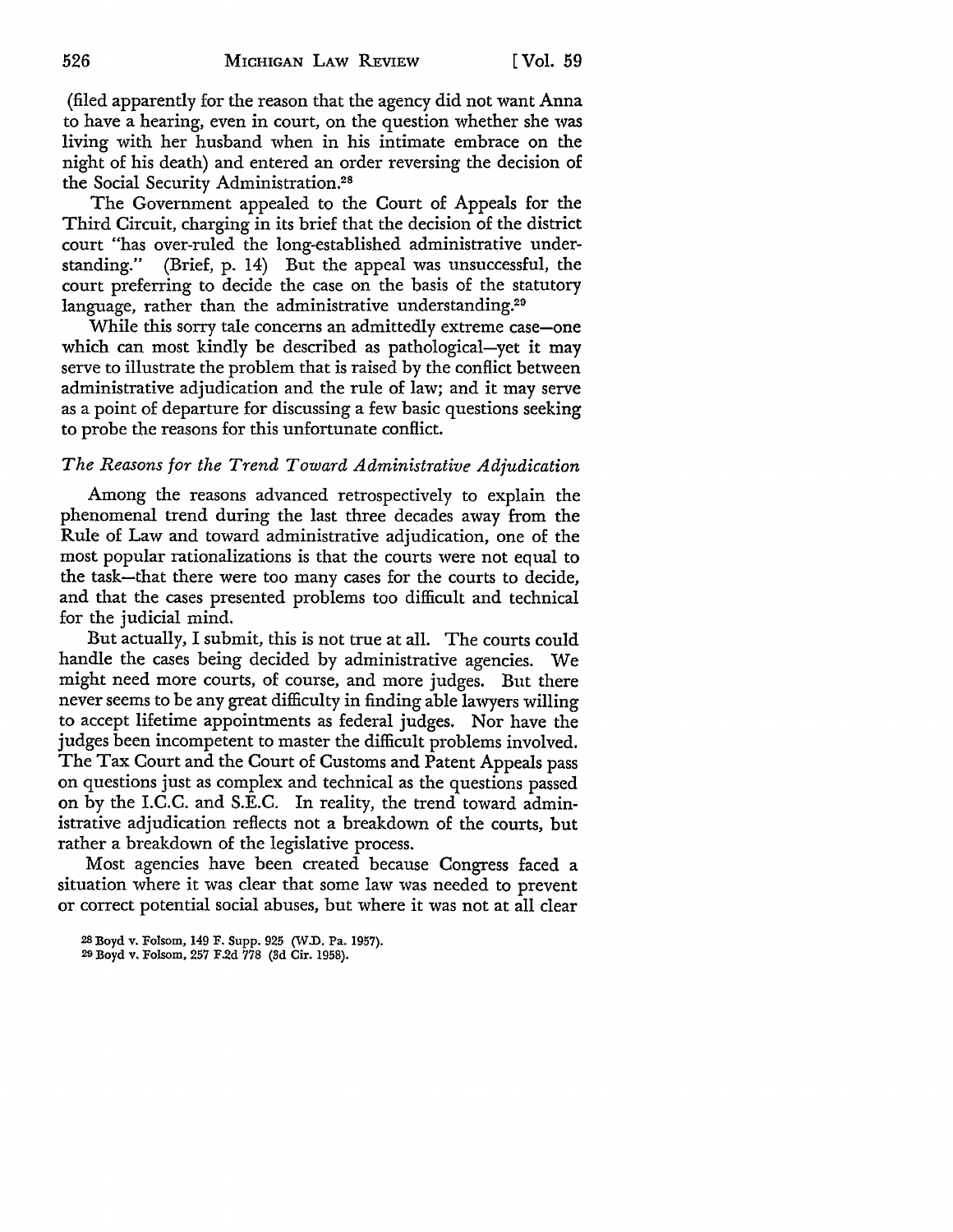(filed apparently for the reason that the agency did not want Anna to have a hearing, even in court, on the question whether she was living with her husband when in his intimate embrace on the night of his death) and entered an order reversing the decision of the Social Security Administration.[28]

The Government appealed to the Court of Appeals for the Third Circuit, charging in its brief that the decision of the district court "has over-ruled the long-established administrative understanding." (Brief, p. 14) But the appeal was unsuccessful, the court preferring to decide the case on the basis of the statutory language, rather than the administrative understanding.[29]

While this sorry tale concerns an admittedly extreme case—one which can most kindly be described as pathological—yet it may serve to illustrate the problem that is raised by the conflict between administrative adjudication and the rule of law; and it may serve as a point of departure for discussing a few basic questions seeking to probe the reasons for this unfortunate conflict.

### *The Reasons for the Trend Toward Administrative Adjudication*

Among the reasons advanced retrospectively to explain the phenomenal trend during the last three decades away from the Rule of Law and toward administrative adjudication, one of the most popular rationalizations is that the courts were not equal to the task—that there were too many cases for the courts to decide, and that the cases presented problems too difficult and technical for the judicial mind.

But actually, I submit, this is not true at all. The courts could handle the cases being decided by administrative agencies. We might need more courts, of course, and more judges. But there never seems to be any great difficulty in finding able lawyers willing to accept lifetime appointments as federal judges. Nor have the judges been incompetent to master the difficult problems involved. The Tax Court and the Court of Customs and Patent Appeals pass on questions just as complex and technical as the questions passed on by the I.C.C. and S.E.C. In reality, the trend toward administrative adjudication reflects not a breakdown of the courts, but rather a breakdown of the legislative process.

Most agencies have been created because Congress faced a situation where it was clear that some law was needed to prevent or correct potential social abuses, but where it was not at all clear

[28] Boyd v. Folsom, 149 F. Supp. 925 (W.D. Pa. 1957).

[29] Boyd v. Folsom, 257 F.2d 778 (3d Cir. 1958).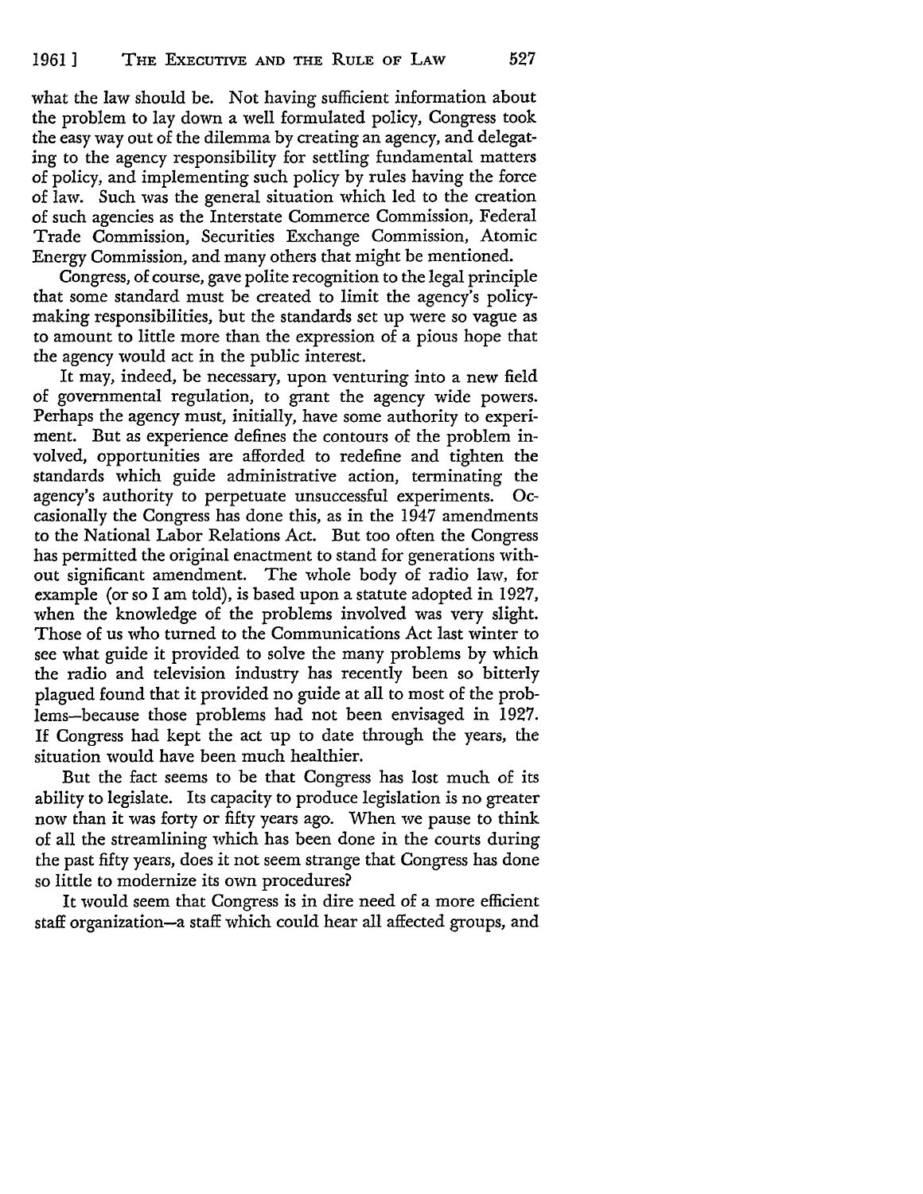what the law should be. Not having sufficient information about the problem to lay down a well formulated policy, Congress took the easy way out of the dilemma by creating an agency, and delegating to the agency responsibility for settling fundamental matters of policy, and implementing such policy by rules having the force of law. Such was the general situation which led to the creation of such agencies as the Interstate Commerce Commission, Federal Trade Commission, Securities Exchange Commission, Atomic Energy Commission, and many others that might be mentioned.

Congress, of course, gave polite recognition to the legal principle that some standard must be created to limit the agency's policy-making responsibilities, but the standards set up were so vague as to amount to little more than the expression of a pious hope that the agency would act in the public interest.

It may, indeed, be necessary, upon venturing into a new field of governmental regulation, to grant the agency wide powers. Perhaps the agency must, initially, have some authority to experiment. But as experience defines the contours of the problem involved, opportunities are afforded to redefine and tighten the standards which guide administrative action, terminating the agency's authority to perpetuate unsuccessful experiments. Occasionally the Congress has done this, as in the 1947 amendments to the National Labor Relations Act. But too often the Congress has permitted the original enactment to stand for generations without significant amendment. The whole body of radio law, for example (or so I am told), is based upon a statute adopted in 1927, when the knowledge of the problems involved was very slight. Those of us who turned to the Communications Act last winter to see what guide it provided to solve the many problems by which the radio and television industry has recently been so bitterly plagued found that it provided no guide at all to most of the problems—because those problems had not been envisaged in 1927. If Congress had kept the act up to date through the years, the situation would have been much healthier.

But the fact seems to be that Congress has lost much of its ability to legislate. Its capacity to produce legislation is no greater now than it was forty or fifty years ago. When we pause to think of all the streamlining which has been done in the courts during the past fifty years, does it not seem strange that Congress has done so little to modernize its own procedures?

It would seem that Congress is in dire need of a more efficient staff organization—a staff which could hear all affected groups, and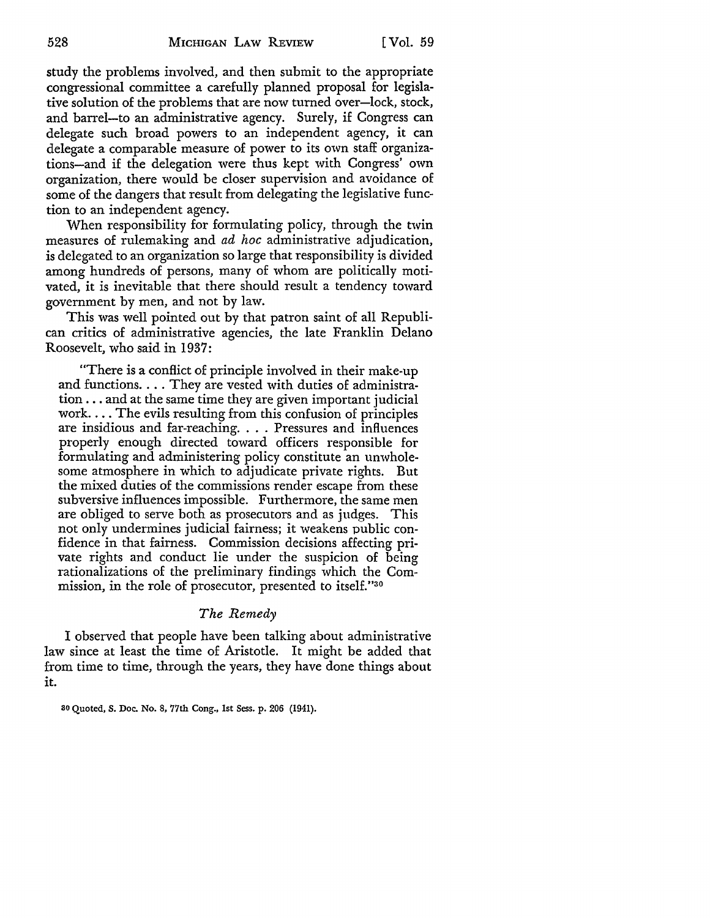study the problems involved, and then submit to the appropriate congressional committee a carefully planned proposal for legislative solution of the problems that are now turned over—lock, stock, and barrel—to an administrative agency. Surely, if Congress can delegate such broad powers to an independent agency, it can delegate a comparable measure of power to its own staff organizations—and if the delegation were thus kept with Congress' own organization, there would be closer supervision and avoidance of some of the dangers that result from delegating the legislative function to an independent agency.

When responsibility for formulating policy, through the twin measures of rulemaking and *ad hoc* administrative adjudication, is delegated to an organization so large that responsibility is divided among hundreds of persons, many of whom are politically motivated, it is inevitable that there should result a tendency toward government by men, and not by law.

This was well pointed out by that patron saint of all Republican critics of administrative agencies, the late Franklin Delano Roosevelt, who said in 1937:

> "There is a conflict of principle involved in their make-up and functions. . . . They are vested with duties of administration . . . and at the same time they are given important judicial work. . . . The evils resulting from this confusion of principles are insidious and far-reaching. . . . Pressures and influences properly enough directed toward officers responsible for formulating and administering policy constitute an unwholesome atmosphere in which to adjudicate private rights. But the mixed duties of the commissions render escape from these subversive influences impossible. Furthermore, the same men are obliged to serve both as prosecutors and as judges. This not only undermines judicial fairness; it weakens public confidence in that fairness. Commission decisions affecting private rights and conduct lie under the suspicion of being rationalizations of the preliminary findings which the Commission, in the role of prosecutor, presented to itself."[30]

### *The Remedy*

I observed that people have been talking about administrative law since at least the time of Aristotle. It might be added that from time to time, through the years, they have done things about it.

[30] Quoted, S. Doc. No. 8, 77th Cong., 1st Sess. p. 206 (1941).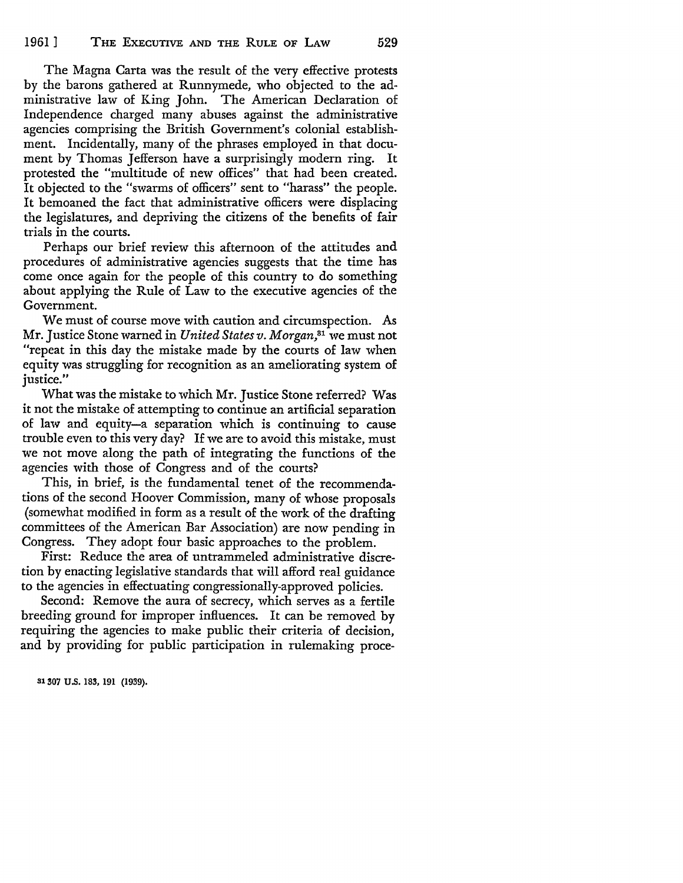The Magna Carta was the result of the very effective protests by the barons gathered at Runnymede, who objected to the administrative law of King John. The American Declaration of Independence charged many abuses against the administrative agencies comprising the British Government's colonial establishment. Incidentally, many of the phrases employed in that document by Thomas Jefferson have a surprisingly modern ring. It protested the "multitude of new offices" that had been created. It objected to the "swarms of officers" sent to "harass" the people. It bemoaned the fact that administrative officers were displacing the legislatures, and depriving the citizens of the benefits of fair trials in the courts.

Perhaps our brief review this afternoon of the attitudes and procedures of administrative agencies suggests that the time has come once again for the people of this country to do something about applying the Rule of Law to the executive agencies of the Government.

We must of course move with caution and circumspection. As Mr. Justice Stone warned in *United States v. Morgan,*[31] we must not "repeat in this day the mistake made by the courts of law when equity was struggling for recognition as an ameliorating system of justice."

What was the mistake to which Mr. Justice Stone referred? Was it not the mistake of attempting to continue an artificial separation of law and equity—a separation which is continuing to cause trouble even to this very day? If we are to avoid this mistake, must we not move along the path of integrating the functions of the agencies with those of Congress and of the courts?

This, in brief, is the fundamental tenet of the recommendations of the second Hoover Commission, many of whose proposals (somewhat modified in form as a result of the work of the drafting committees of the American Bar Association) are now pending in Congress. They adopt four basic approaches to the problem.

First: Reduce the area of untrammeled administrative discretion by enacting legislative standards that will afford real guidance to the agencies in effectuating congressionally-approved policies.

Second: Remove the aura of secrecy, which serves as a fertile breeding ground for improper influences. It can be removed by requiring the agencies to make public their criteria of decision, and by providing for public participation in rulemaking proce-

[31] 307 U.S. 183, 191 (1939).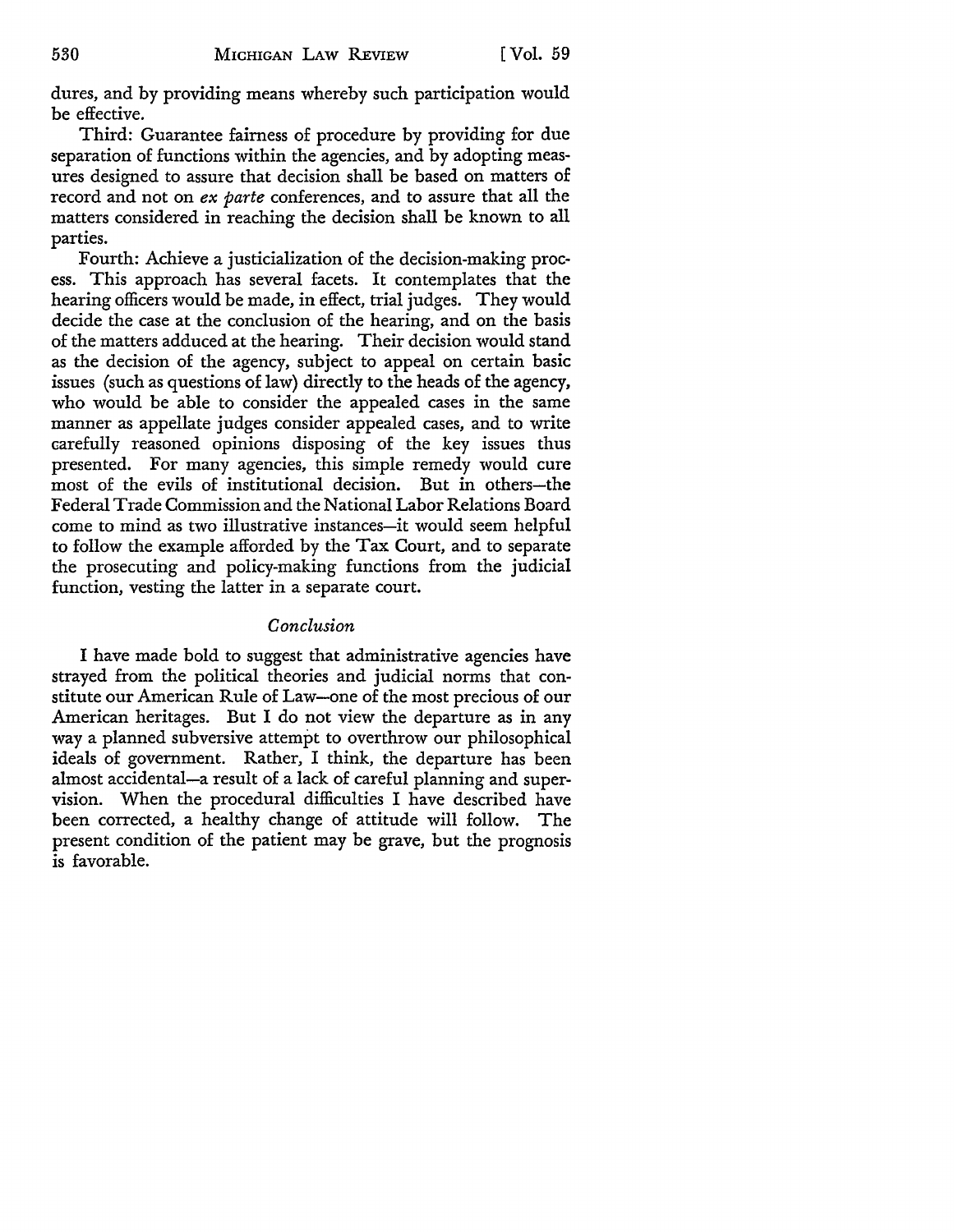dures, and by providing means whereby such participation would be effective.

Third: Guarantee fairness of procedure by providing for due separation of functions within the agencies, and by adopting measures designed to assure that decision shall be based on matters of record and not on *ex parte* conferences, and to assure that all the matters considered in reaching the decision shall be known to all parties.

Fourth: Achieve a justicialization of the decision-making process. This approach has several facets. It contemplates that the hearing officers would be made, in effect, trial judges. They would decide the case at the conclusion of the hearing, and on the basis of the matters adduced at the hearing. Their decision would stand as the decision of the agency, subject to appeal on certain basic issues (such as questions of law) directly to the heads of the agency, who would be able to consider the appealed cases in the same manner as appellate judges consider appealed cases, and to write carefully reasoned opinions disposing of the key issues thus presented. For many agencies, this simple remedy would cure most of the evils of institutional decision. But in others—the Federal Trade Commission and the National Labor Relations Board come to mind as two illustrative instances—it would seem helpful to follow the example afforded by the Tax Court, and to separate the prosecuting and policy-making functions from the judicial function, vesting the latter in a separate court.

## *Conclusion*

I have made bold to suggest that administrative agencies have strayed from the political theories and judicial norms that constitute our American Rule of Law—one of the most precious of our American heritages. But I do not view the departure as in any way a planned subversive attempt to overthrow our philosophical ideals of government. Rather, I think, the departure has been almost accidental—a result of a lack of careful planning and supervision. When the procedural difficulties I have described have been corrected, a healthy change of attitude will follow. The present condition of the patient may be grave, but the prognosis is favorable.